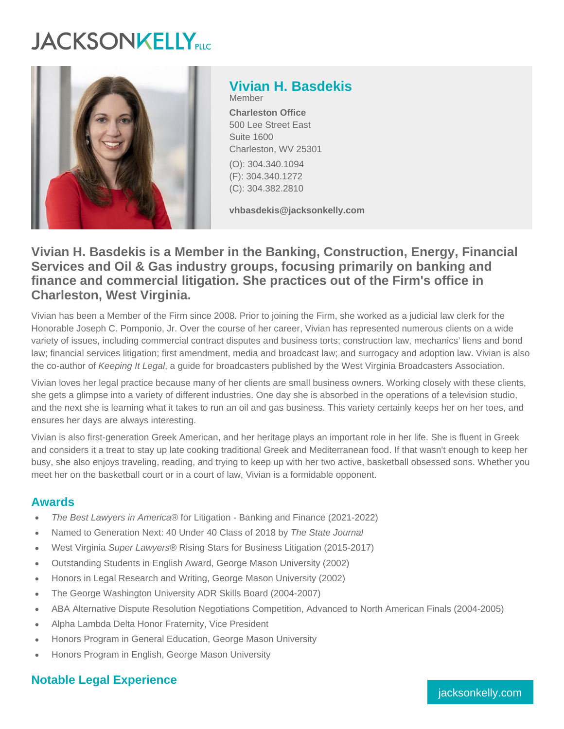# JACKSONKELLY PLLC

## Vivian H. Basdekis

Member

**Charleston Office**
500 Lee Street East
Suite 1600
Charleston, WV 25301

(O): 304.340.1094
(F): 304.340.1272
(C): 304.382.2810

**vhbasdekis@jacksonkelly.com**

### Vivian H. Basdekis is a Member in the Banking, Construction, Energy, Financial Services and Oil & Gas industry groups, focusing primarily on banking and finance and commercial litigation. She practices out of the Firm's office in Charleston, West Virginia.

Vivian has been a Member of the Firm since 2008. Prior to joining the Firm, she worked as a judicial law clerk for the Honorable Joseph C. Pomponio, Jr. Over the course of her career, Vivian has represented numerous clients on a wide variety of issues, including commercial contract disputes and business torts; construction law, mechanics' liens and bond law; financial services litigation; first amendment, media and broadcast law; and surrogacy and adoption law. Vivian is also the co-author of *Keeping It Legal*, a guide for broadcasters published by the West Virginia Broadcasters Association.

Vivian loves her legal practice because many of her clients are small business owners. Working closely with these clients, she gets a glimpse into a variety of different industries. One day she is absorbed in the operations of a television studio, and the next she is learning what it takes to run an oil and gas business. This variety certainly keeps her on her toes, and ensures her days are always interesting.

Vivian is also first-generation Greek American, and her heritage plays an important role in her life. She is fluent in Greek and considers it a treat to stay up late cooking traditional Greek and Mediterranean food. If that wasn't enough to keep her busy, she also enjoys traveling, reading, and trying to keep up with her two active, basketball obsessed sons. Whether you meet her on the basketball court or in a court of law, Vivian is a formidable opponent.

## Awards

- *The Best Lawyers in America*® for Litigation - Banking and Finance (2021-2022)
- Named to Generation Next: 40 Under 40 Class of 2018 by *The State Journal*
- West Virginia *Super Lawyers*® Rising Stars for Business Litigation (2015-2017)
- Outstanding Students in English Award, George Mason University (2002)
- Honors in Legal Research and Writing, George Mason University (2002)
- The George Washington University ADR Skills Board (2004-2007)
- ABA Alternative Dispute Resolution Negotiations Competition, Advanced to North American Finals (2004-2005)
- Alpha Lambda Delta Honor Fraternity, Vice President
- Honors Program in General Education, George Mason University
- Honors Program in English, George Mason University

## Notable Legal Experience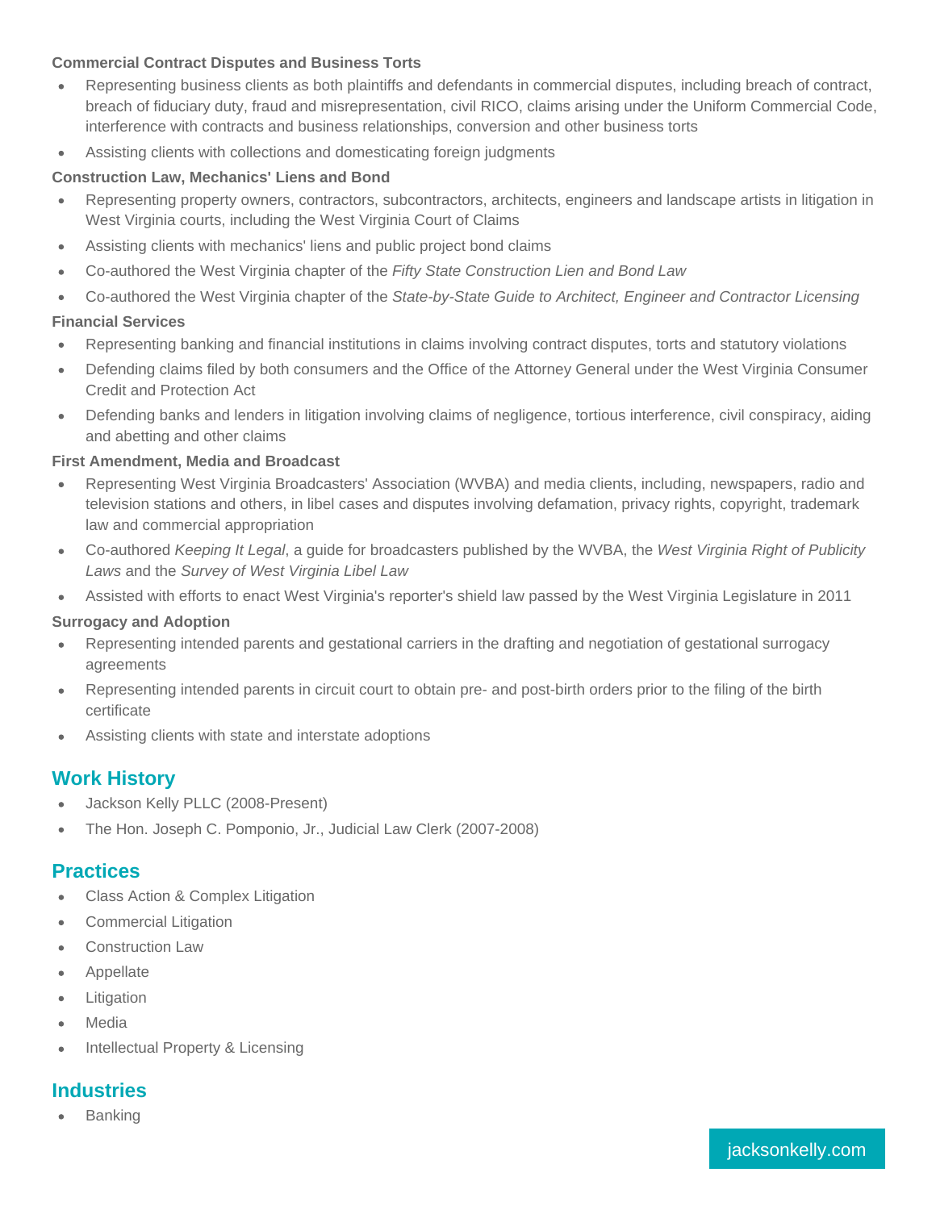**Commercial Contract Disputes and Business Torts**

- Representing business clients as both plaintiffs and defendants in commercial disputes, including breach of contract, breach of fiduciary duty, fraud and misrepresentation, civil RICO, claims arising under the Uniform Commercial Code, interference with contracts and business relationships, conversion and other business torts
- Assisting clients with collections and domesticating foreign judgments

**Construction Law, Mechanics' Liens and Bond**

- Representing property owners, contractors, subcontractors, architects, engineers and landscape artists in litigation in West Virginia courts, including the West Virginia Court of Claims
- Assisting clients with mechanics' liens and public project bond claims
- Co-authored the West Virginia chapter of the *Fifty State Construction Lien and Bond Law*
- Co-authored the West Virginia chapter of the *State-by-State Guide to Architect, Engineer and Contractor Licensing*

**Financial Services**

- Representing banking and financial institutions in claims involving contract disputes, torts and statutory violations
- Defending claims filed by both consumers and the Office of the Attorney General under the West Virginia Consumer Credit and Protection Act
- Defending banks and lenders in litigation involving claims of negligence, tortious interference, civil conspiracy, aiding and abetting and other claims

**First Amendment, Media and Broadcast**

- Representing West Virginia Broadcasters' Association (WVBA) and media clients, including, newspapers, radio and television stations and others, in libel cases and disputes involving defamation, privacy rights, copyright, trademark law and commercial appropriation
- Co-authored *Keeping It Legal*, a guide for broadcasters published by the WVBA, the *West Virginia Right of Publicity Laws* and the *Survey of West Virginia Libel Law*
- Assisted with efforts to enact West Virginia's reporter's shield law passed by the West Virginia Legislature in 2011

**Surrogacy and Adoption**

- Representing intended parents and gestational carriers in the drafting and negotiation of gestational surrogacy agreements
- Representing intended parents in circuit court to obtain pre- and post-birth orders prior to the filing of the birth certificate
- Assisting clients with state and interstate adoptions

## Work History

- Jackson Kelly PLLC (2008-Present)
- The Hon. Joseph C. Pomponio, Jr., Judicial Law Clerk (2007-2008)

## Practices

- Class Action & Complex Litigation
- Commercial Litigation
- Construction Law
- Appellate
- Litigation
- Media
- Intellectual Property & Licensing

## Industries

- Banking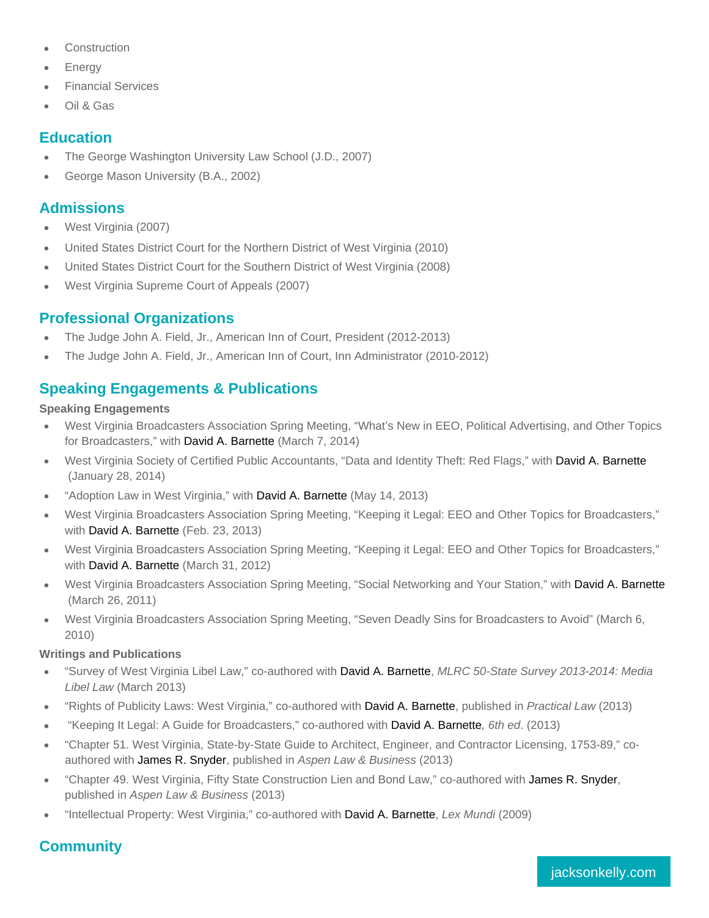- Construction
- Energy
- Financial Services
- Oil & Gas

## Education

- The George Washington University Law School (J.D., 2007)
- George Mason University (B.A., 2002)

## Admissions

- West Virginia (2007)
- United States District Court for the Northern District of West Virginia (2010)
- United States District Court for the Southern District of West Virginia (2008)
- West Virginia Supreme Court of Appeals (2007)

## Professional Organizations

- The Judge John A. Field, Jr., American Inn of Court, President (2012-2013)
- The Judge John A. Field, Jr., American Inn of Court, Inn Administrator (2010-2012)

## Speaking Engagements & Publications

### Speaking Engagements

- West Virginia Broadcasters Association Spring Meeting, "What's New in EEO, Political Advertising, and Other Topics for Broadcasters," with David A. Barnette (March 7, 2014)
- West Virginia Society of Certified Public Accountants, "Data and Identity Theft: Red Flags," with David A. Barnette (January 28, 2014)
- "Adoption Law in West Virginia," with David A. Barnette (May 14, 2013)
- West Virginia Broadcasters Association Spring Meeting, "Keeping it Legal: EEO and Other Topics for Broadcasters," with David A. Barnette (Feb. 23, 2013)
- West Virginia Broadcasters Association Spring Meeting, "Keeping it Legal: EEO and Other Topics for Broadcasters," with David A. Barnette (March 31, 2012)
- West Virginia Broadcasters Association Spring Meeting, "Social Networking and Your Station," with David A. Barnette (March 26, 2011)
- West Virginia Broadcasters Association Spring Meeting, "Seven Deadly Sins for Broadcasters to Avoid" (March 6, 2010)

### Writings and Publications

- "Survey of West Virginia Libel Law," co-authored with David A. Barnette, *MLRC 50-State Survey 2013-2014: Media Libel Law* (March 2013)
- "Rights of Publicity Laws: West Virginia," co-authored with David A. Barnette, published in *Practical Law* (2013)
- "Keeping It Legal: A Guide for Broadcasters," co-authored with David A. Barnette*, 6th ed*. (2013)
- "Chapter 51. West Virginia, State-by-State Guide to Architect, Engineer, and Contractor Licensing, 1753-89," co-authored with James R. Snyder, published in *Aspen Law & Business* (2013)
- "Chapter 49. West Virginia, Fifty State Construction Lien and Bond Law," co-authored with James R. Snyder, published in *Aspen Law & Business* (2013)
- "Intellectual Property: West Virginia," co-authored with David A. Barnette, *Lex Mundi* (2009)

## Community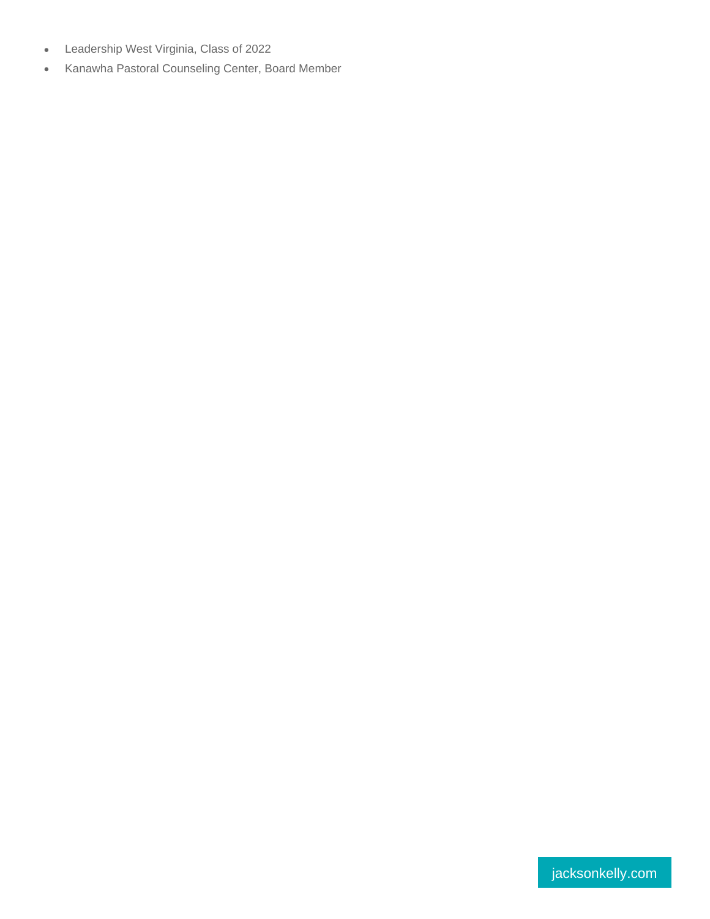- Leadership West Virginia, Class of 2022
- Kanawha Pastoral Counseling Center, Board Member

jacksonkelly.com